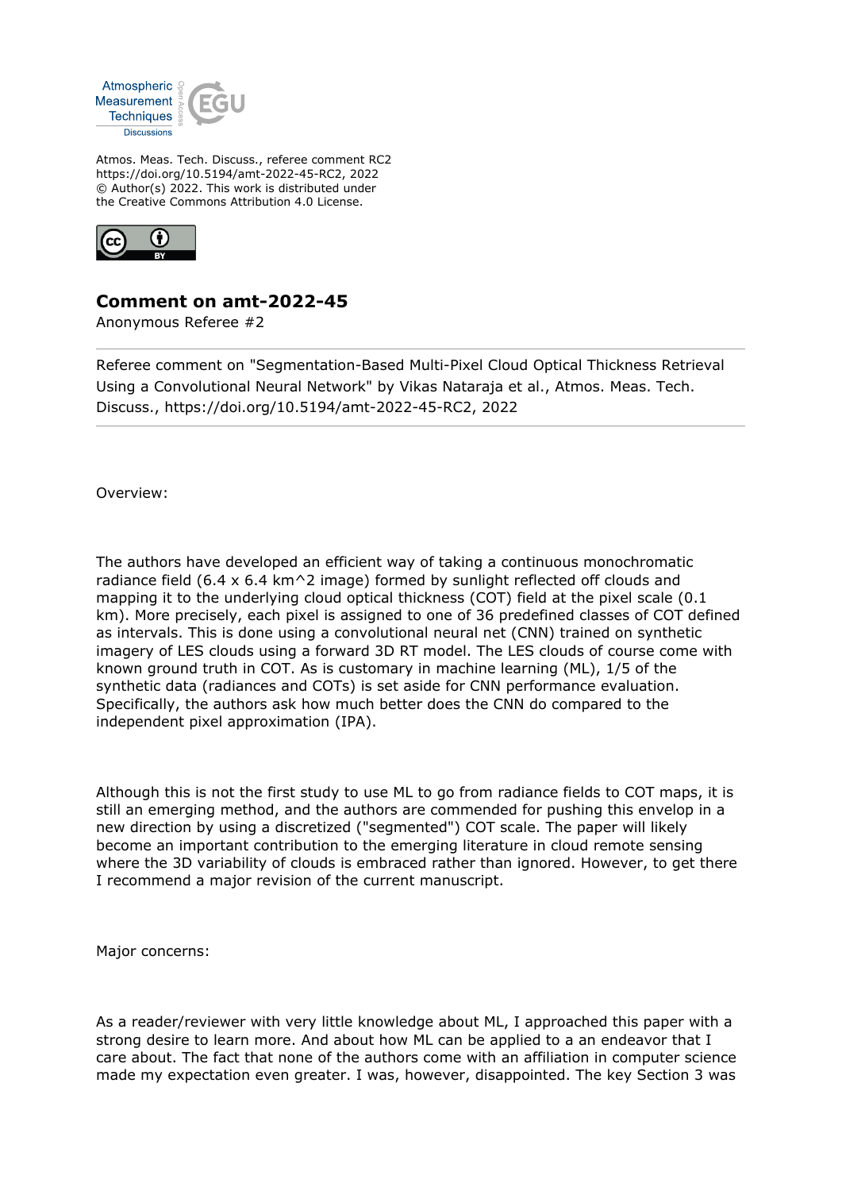Atmos. Meas. Tech. Discuss., referee comment RC2
https://doi.org/10.5194/amt-2022-45-RC2, 2022
© Author(s) 2022. This work is distributed under
the Creative Commons Attribution 4.0 License.

## Comment on amt-2022-45

Anonymous Referee #2

---

Referee comment on "Segmentation-Based Multi-Pixel Cloud Optical Thickness Retrieval Using a Convolutional Neural Network" by Vikas Nataraja et al., Atmos. Meas. Tech. Discuss., https://doi.org/10.5194/amt-2022-45-RC2, 2022

---

Overview:

The authors have developed an efficient way of taking a continuous monochromatic radiance field (6.4 x 6.4 km^2 image) formed by sunlight reflected off clouds and mapping it to the underlying cloud optical thickness (COT) field at the pixel scale (0.1 km). More precisely, each pixel is assigned to one of 36 predefined classes of COT defined as intervals. This is done using a convolutional neural net (CNN) trained on synthetic imagery of LES clouds using a forward 3D RT model. The LES clouds of course come with known ground truth in COT. As is customary in machine learning (ML), 1/5 of the synthetic data (radiances and COTs) is set aside for CNN performance evaluation. Specifically, the authors ask how much better does the CNN do compared to the independent pixel approximation (IPA).

Although this is not the first study to use ML to go from radiance fields to COT maps, it is still an emerging method, and the authors are commended for pushing this envelop in a new direction by using a discretized ("segmented") COT scale. The paper will likely become an important contribution to the emerging literature in cloud remote sensing where the 3D variability of clouds is embraced rather than ignored. However, to get there I recommend a major revision of the current manuscript.

Major concerns:

As a reader/reviewer with very little knowledge about ML, I approached this paper with a strong desire to learn more. And about how ML can be applied to a an endeavor that I care about. The fact that none of the authors come with an affiliation in computer science made my expectation even greater. I was, however, disappointed. The key Section 3 was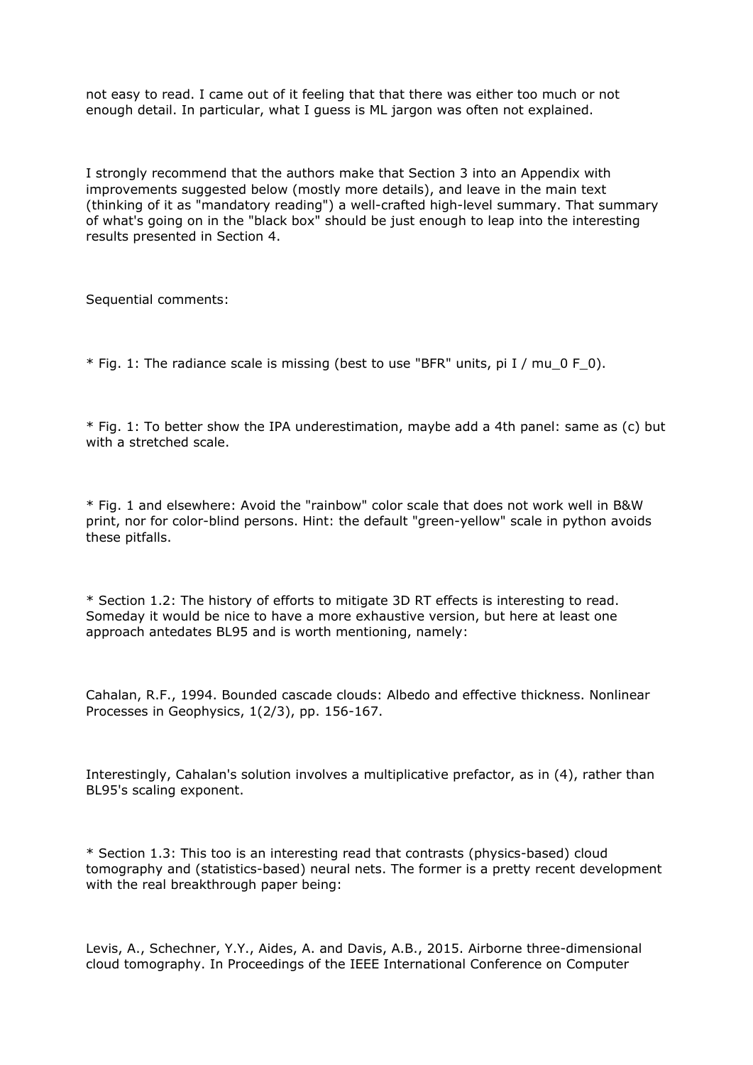not easy to read. I came out of it feeling that that there was either too much or not enough detail. In particular, what I guess is ML jargon was often not explained.

I strongly recommend that the authors make that Section 3 into an Appendix with improvements suggested below (mostly more details), and leave in the main text (thinking of it as "mandatory reading") a well-crafted high-level summary. That summary of what's going on in the "black box" should be just enough to leap into the interesting results presented in Section 4.

Sequential comments:

* Fig. 1: The radiance scale is missing (best to use "BFR" units, pi I / mu_0 F_0).

* Fig. 1: To better show the IPA underestimation, maybe add a 4th panel: same as (c) but with a stretched scale.

* Fig. 1 and elsewhere: Avoid the "rainbow" color scale that does not work well in B&W print, nor for color-blind persons. Hint: the default "green-yellow" scale in python avoids these pitfalls.

* Section 1.2: The history of efforts to mitigate 3D RT effects is interesting to read. Someday it would be nice to have a more exhaustive version, but here at least one approach antedates BL95 and is worth mentioning, namely:

Cahalan, R.F., 1994. Bounded cascade clouds: Albedo and effective thickness. Nonlinear Processes in Geophysics, 1(2/3), pp. 156-167.

Interestingly, Cahalan's solution involves a multiplicative prefactor, as in (4), rather than BL95's scaling exponent.

* Section 1.3: This too is an interesting read that contrasts (physics-based) cloud tomography and (statistics-based) neural nets. The former is a pretty recent development with the real breakthrough paper being:

Levis, A., Schechner, Y.Y., Aides, A. and Davis, A.B., 2015. Airborne three-dimensional cloud tomography. In Proceedings of the IEEE International Conference on Computer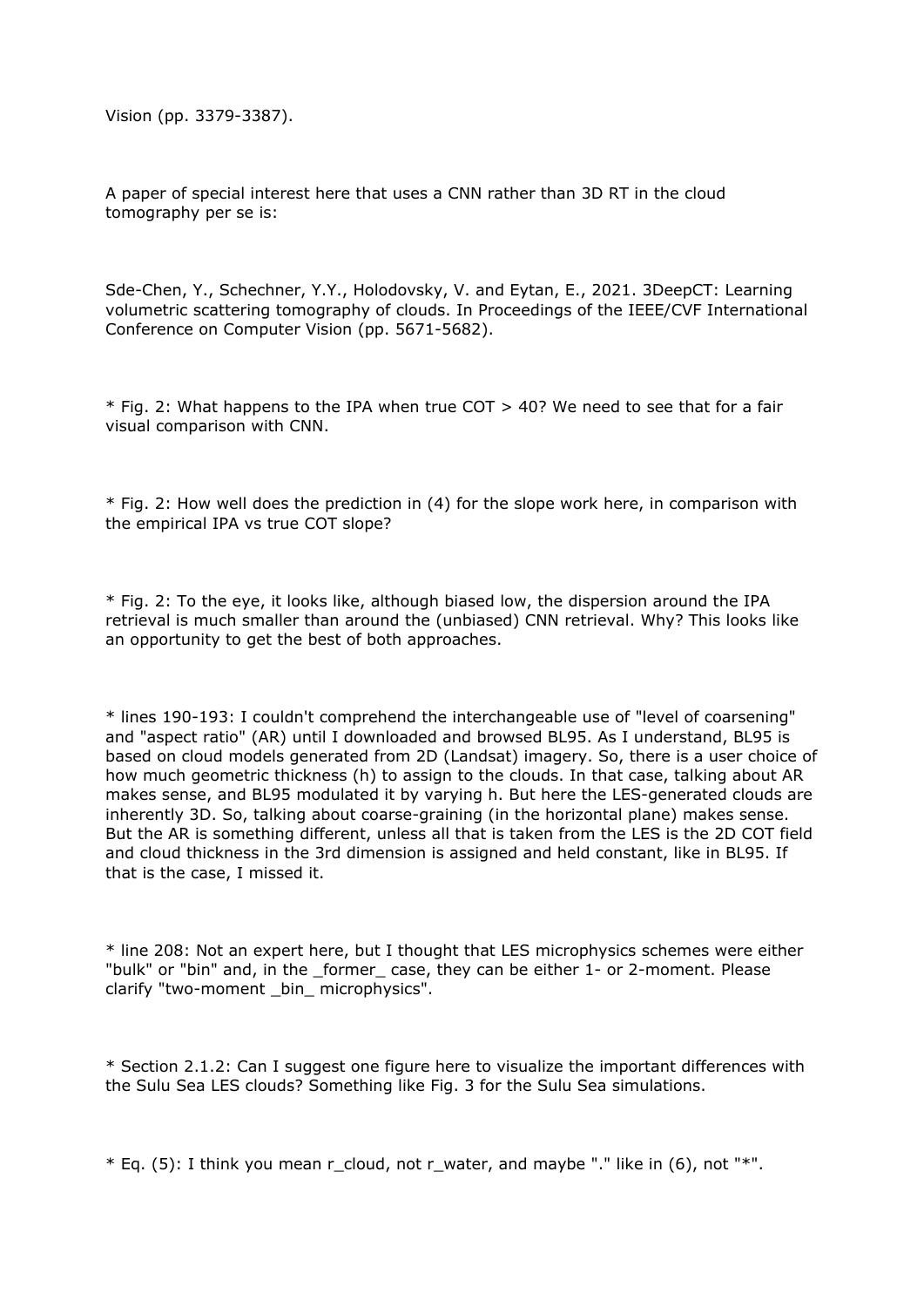Vision (pp. 3379-3387).

A paper of special interest here that uses a CNN rather than 3D RT in the cloud tomography per se is:

Sde-Chen, Y., Schechner, Y.Y., Holodovsky, V. and Eytan, E., 2021. 3DeepCT: Learning volumetric scattering tomography of clouds. In Proceedings of the IEEE/CVF International Conference on Computer Vision (pp. 5671-5682).

* Fig. 2: What happens to the IPA when true COT > 40? We need to see that for a fair visual comparison with CNN.

* Fig. 2: How well does the prediction in (4) for the slope work here, in comparison with the empirical IPA vs true COT slope?

* Fig. 2: To the eye, it looks like, although biased low, the dispersion around the IPA retrieval is much smaller than around the (unbiased) CNN retrieval. Why? This looks like an opportunity to get the best of both approaches.

* lines 190-193: I couldn't comprehend the interchangeable use of "level of coarsening" and "aspect ratio" (AR) until I downloaded and browsed BL95. As I understand, BL95 is based on cloud models generated from 2D (Landsat) imagery. So, there is a user choice of how much geometric thickness (h) to assign to the clouds. In that case, talking about AR makes sense, and BL95 modulated it by varying h. But here the LES-generated clouds are inherently 3D. So, talking about coarse-graining (in the horizontal plane) makes sense. But the AR is something different, unless all that is taken from the LES is the 2D COT field and cloud thickness in the 3rd dimension is assigned and held constant, like in BL95. If that is the case, I missed it.

* line 208: Not an expert here, but I thought that LES microphysics schemes were either "bulk" or "bin" and, in the _former_ case, they can be either 1- or 2-moment. Please clarify "two-moment _bin_ microphysics".

* Section 2.1.2: Can I suggest one figure here to visualize the important differences with the Sulu Sea LES clouds? Something like Fig. 3 for the Sulu Sea simulations.

* Eq. (5): I think you mean r_cloud, not r_water, and maybe "." like in (6), not "*".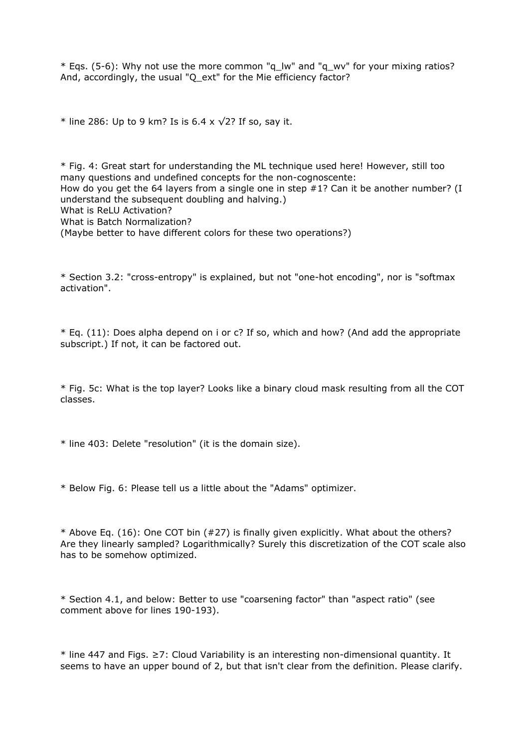* Eqs. (5-6): Why not use the more common "$q_{lw}$" and "$q_{wv}$" for your mixing ratios? And, accordingly, the usual "$Q_{ext}$" for the Mie efficiency factor?

* line 286: Up to 9 km? Is is 6.4 x $\sqrt{2}$? If so, say it.

* Fig. 4: Great start for understanding the ML technique used here! However, still too many questions and undefined concepts for the non-cognoscente:
How do you get the 64 layers from a single one in step #1? Can it be another number? (I understand the subsequent doubling and halving.)
What is ReLU Activation?
What is Batch Normalization?
(Maybe better to have different colors for these two operations?)

* Section 3.2: "cross-entropy" is explained, but not "one-hot encoding", nor is "softmax activation".

* Eq. (11): Does alpha depend on i or c? If so, which and how? (And add the appropriate subscript.) If not, it can be factored out.

* Fig. 5c: What is the top layer? Looks like a binary cloud mask resulting from all the COT classes.

* line 403: Delete "resolution" (it is the domain size).

* Below Fig. 6: Please tell us a little about the "Adams" optimizer.

* Above Eq. (16): One COT bin (#27) is finally given explicitly. What about the others? Are they linearly sampled? Logarithmically? Surely this discretization of the COT scale also has to be somehow optimized.

* Section 4.1, and below: Better to use "coarsening factor" than "aspect ratio" (see comment above for lines 190-193).

* line 447 and Figs. ≥7: Cloud Variability is an interesting non-dimensional quantity. It seems to have an upper bound of 2, but that isn't clear from the definition. Please clarify.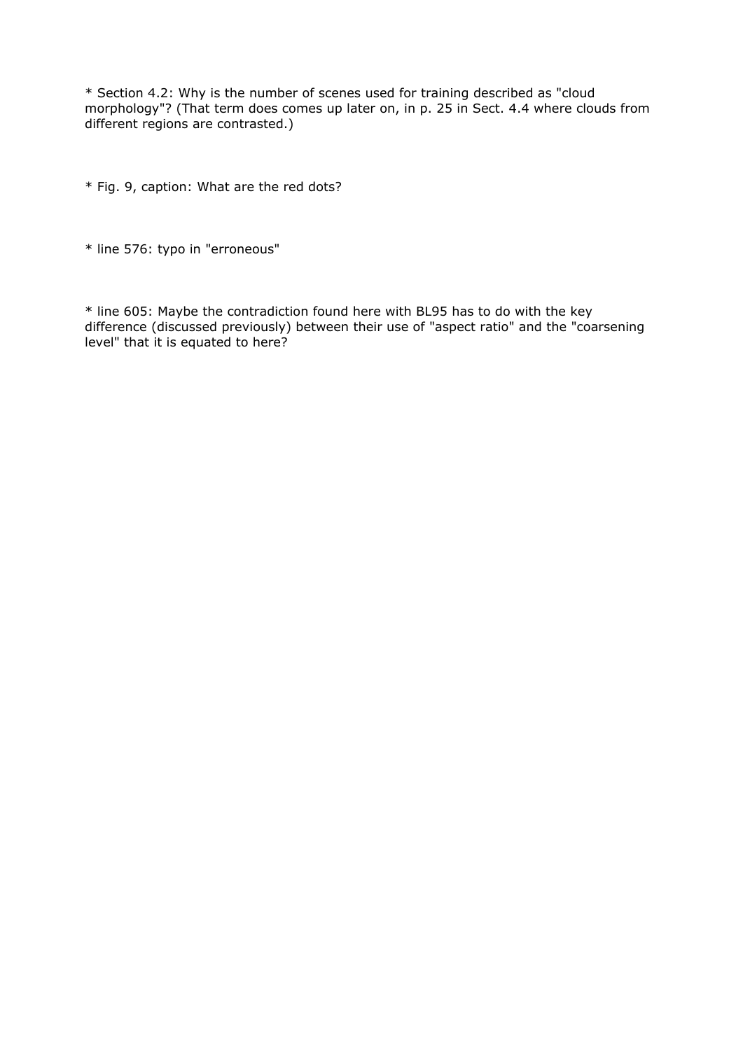* Section 4.2: Why is the number of scenes used for training described as "cloud morphology"? (That term does comes up later on, in p. 25 in Sect. 4.4 where clouds from different regions are contrasted.)

* Fig. 9, caption: What are the red dots?

* line 576: typo in "erroneous"

* line 605: Maybe the contradiction found here with BL95 has to do with the key difference (discussed previously) between their use of "aspect ratio" and the "coarsening level" that it is equated to here?